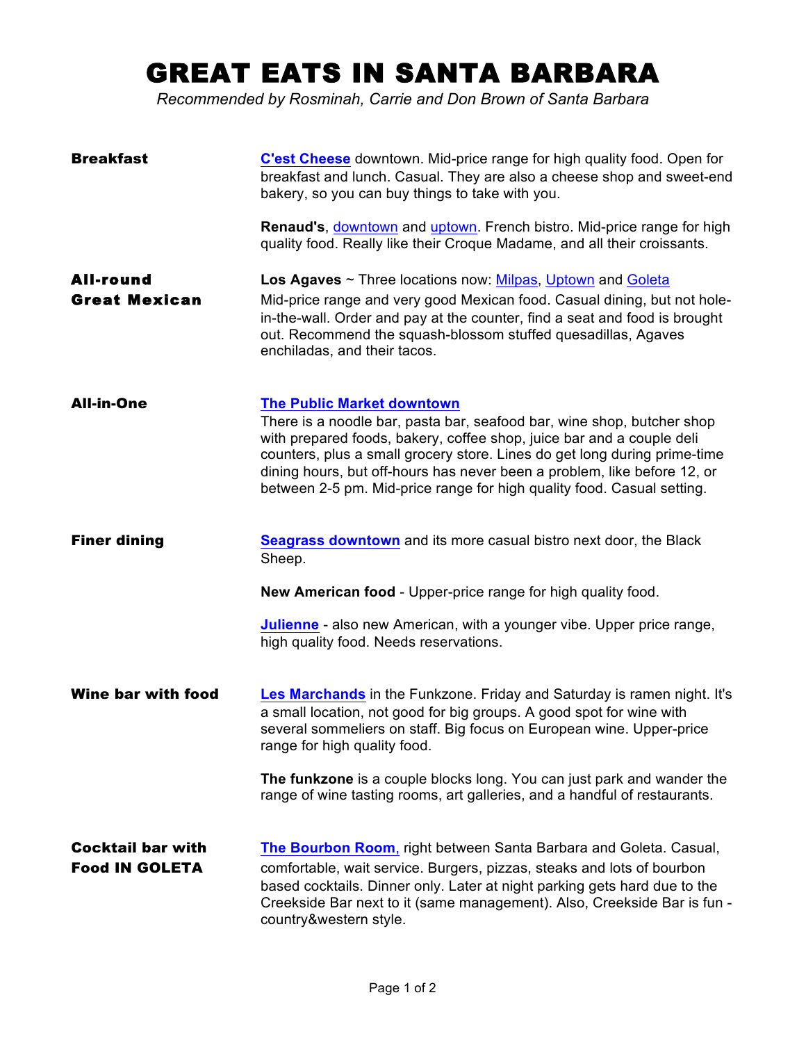# GREAT EATS IN SANTA BARBARA

*Recommended by Rosminah, Carrie and Don Brown of Santa Barbara*

**Breakfast**

**C'est Cheese** downtown. Mid-price range for high quality food. Open for breakfast and lunch. Casual. They are also a cheese shop and sweet-end bakery, so you can buy things to take with you.

**Renaud's**, downtown and uptown. French bistro. Mid-price range for high quality food. Really like their Croque Madame, and all their croissants.

**All-round Great Mexican**

**Los Agaves** ~ Three locations now: Milpas, Uptown and Goleta

Mid-price range and very good Mexican food. Casual dining, but not hole-in-the-wall. Order and pay at the counter, find a seat and food is brought out. Recommend the squash-blossom stuffed quesadillas, Agaves enchiladas, and their tacos.

**All-in-One**

**The Public Market downtown**

There is a noodle bar, pasta bar, seafood bar, wine shop, butcher shop with prepared foods, bakery, coffee shop, juice bar and a couple deli counters, plus a small grocery store. Lines do get long during prime-time dining hours, but off-hours has never been a problem, like before 12, or between 2-5 pm. Mid-price range for high quality food. Casual setting.

**Finer dining**

**Seagrass downtown** and its more casual bistro next door, the Black Sheep.

**New American food** - Upper-price range for high quality food.

**Julienne** - also new American, with a younger vibe. Upper price range, high quality food. Needs reservations.

**Wine bar with food**

**Les Marchands** in the Funkzone. Friday and Saturday is ramen night. It's a small location, not good for big groups. A good spot for wine with several sommeliers on staff. Big focus on European wine. Upper-price range for high quality food.

**The funkzone** is a couple blocks long. You can just park and wander the range of wine tasting rooms, art galleries, and a handful of restaurants.

**Cocktail bar with Food IN GOLETA**

**The Bourbon Room,** right between Santa Barbara and Goleta. Casual, comfortable, wait service. Burgers, pizzas, steaks and lots of bourbon based cocktails. Dinner only. Later at night parking gets hard due to the Creekside Bar next to it (same management). Also, Creekside Bar is fun - country&western style.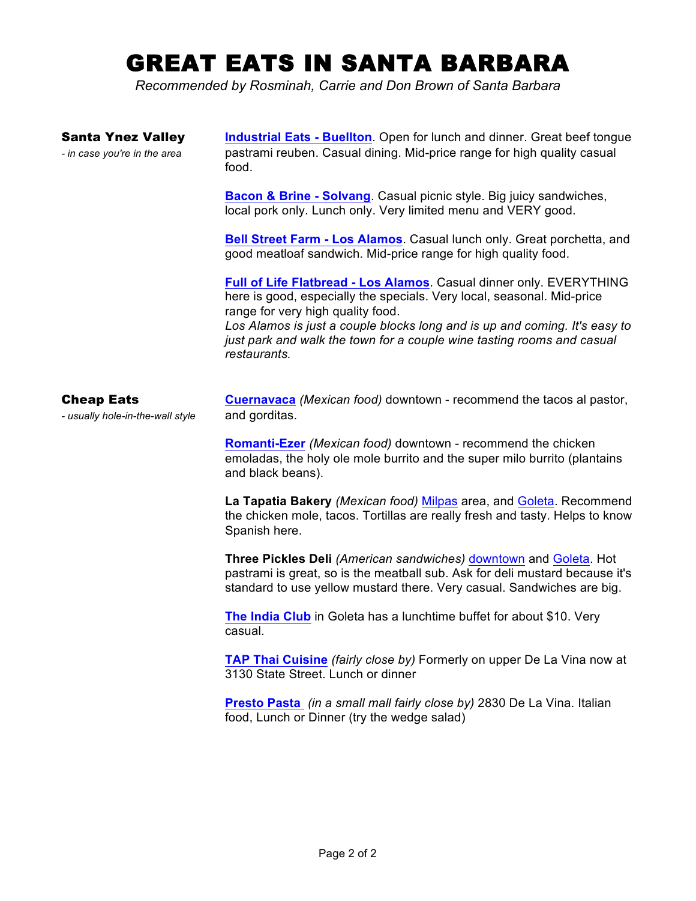# GREAT EATS IN SANTA BARBARA

*Recommended by Rosminah, Carrie and Don Brown of Santa Barbara*

## Santa Ynez Valley

*- in case you're in the area*

**Industrial Eats - Buellton**. Open for lunch and dinner. Great beef tongue pastrami reuben. Casual dining. Mid-price range for high quality casual food.

**Bacon & Brine - Solvang**. Casual picnic style. Big juicy sandwiches, local pork only. Lunch only. Very limited menu and VERY good.

**Bell Street Farm - Los Alamos**. Casual lunch only. Great porchetta, and good meatloaf sandwich. Mid-price range for high quality food.

**Full of Life Flatbread - Los Alamos**. Casual dinner only. EVERYTHING here is good, especially the specials. Very local, seasonal. Mid-price range for very high quality food.
*Los Alamos is just a couple blocks long and is up and coming. It's easy to just park and walk the town for a couple wine tasting rooms and casual restaurants.*

## Cheap Eats

*- usually hole-in-the-wall style*

**Cuernavaca** *(Mexican food)* downtown - recommend the tacos al pastor, and gorditas.

**Romanti-Ezer** *(Mexican food)* downtown - recommend the chicken emoladas, the holy ole mole burrito and the super milo burrito (plantains and black beans).

**La Tapatia Bakery** *(Mexican food)* Milpas area, and Goleta. Recommend the chicken mole, tacos. Tortillas are really fresh and tasty. Helps to know Spanish here.

**Three Pickles Deli** *(American sandwiches)* downtown and Goleta. Hot pastrami is great, so is the meatball sub. Ask for deli mustard because it's standard to use yellow mustard there. Very casual. Sandwiches are big.

**The India Club** in Goleta has a lunchtime buffet for about $10. Very casual.

**TAP Thai Cuisine** *(fairly close by)* Formerly on upper De La Vina now at 3130 State Street. Lunch or dinner

**Presto Pasta** *(in a small mall fairly close by)* 2830 De La Vina. Italian food, Lunch or Dinner (try the wedge salad)